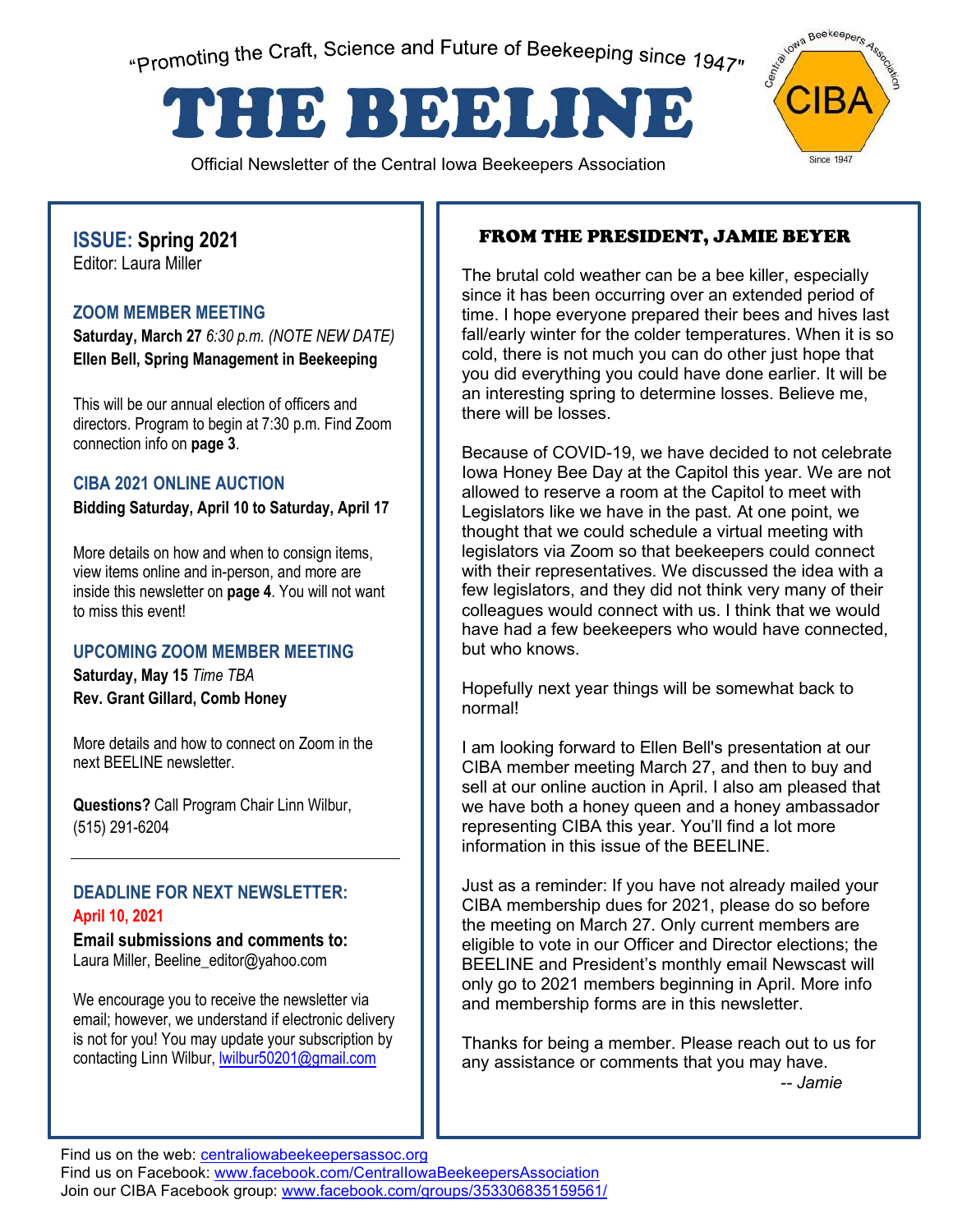"Promoting the Craft, Science and Future of Beekeeping since 1947"

# THE BEELINE

Official Newsletter of the Central Iowa Beekeepers Association

Central Iowa Beekeepers Association — CIBA — Since 1947

## ISSUE: Spring 2021

Editor: Laura Miller

### ZOOM MEMBER MEETING

**Saturday, March 27** *6:30 p.m. (NOTE NEW DATE)*
**Ellen Bell, Spring Management in Beekeeping**

This will be our annual election of officers and directors. Program to begin at 7:30 p.m. Find Zoom connection info on **page 3**.

### CIBA 2021 ONLINE AUCTION

**Bidding Saturday, April 10 to Saturday, April 17**

More details on how and when to consign items, view items online and in-person, and more are inside this newsletter on **page 4**. You will not want to miss this event!

### UPCOMING ZOOM MEMBER MEETING

**Saturday, May 15** *Time TBA*
**Rev. Grant Gillard, Comb Honey**

More details and how to connect on Zoom in the next BEELINE newsletter.

**Questions?** Call Program Chair Linn Wilbur, (515) 291-6204

---

### DEADLINE FOR NEXT NEWSLETTER:

**April 10, 2021**

**Email submissions and comments to:**
Laura Miller, Beeline_editor@yahoo.com

We encourage you to receive the newsletter via email; however, we understand if electronic delivery is not for you! You may update your subscription by contacting Linn Wilbur, lwilbur50201@gmail.com

## FROM THE PRESIDENT, JAMIE BEYER

The brutal cold weather can be a bee killer, especially since it has been occurring over an extended period of time. I hope everyone prepared their bees and hives last fall/early winter for the colder temperatures. When it is so cold, there is not much you can do other just hope that you did everything you could have done earlier. It will be an interesting spring to determine losses. Believe me, there will be losses.

Because of COVID-19, we have decided to not celebrate Iowa Honey Bee Day at the Capitol this year. We are not allowed to reserve a room at the Capitol to meet with Legislators like we have in the past. At one point, we thought that we could schedule a virtual meeting with legislators via Zoom so that beekeepers could connect with their representatives. We discussed the idea with a few legislators, and they did not think very many of their colleagues would connect with us. I think that we would have had a few beekeepers who would have connected, but who knows.

Hopefully next year things will be somewhat back to normal!

I am looking forward to Ellen Bell's presentation at our CIBA member meeting March 27, and then to buy and sell at our online auction in April. I also am pleased that we have both a honey queen and a honey ambassador representing CIBA this year. You'll find a lot more information in this issue of the BEELINE.

Just as a reminder: If you have not already mailed your CIBA membership dues for 2021, please do so before the meeting on March 27. Only current members are eligible to vote in our Officer and Director elections; the BEELINE and President's monthly email Newscast will only go to 2021 members beginning in April. More info and membership forms are in this newsletter.

Thanks for being a member. Please reach out to us for any assistance or comments that you may have.

*-- Jamie*

Find us on the web: centraliowabeekeepersassoc.org
Find us on Facebook: www.facebook.com/CentralIowaBeekeepersAssociation
Join our CIBA Facebook group: www.facebook.com/groups/353306835159561/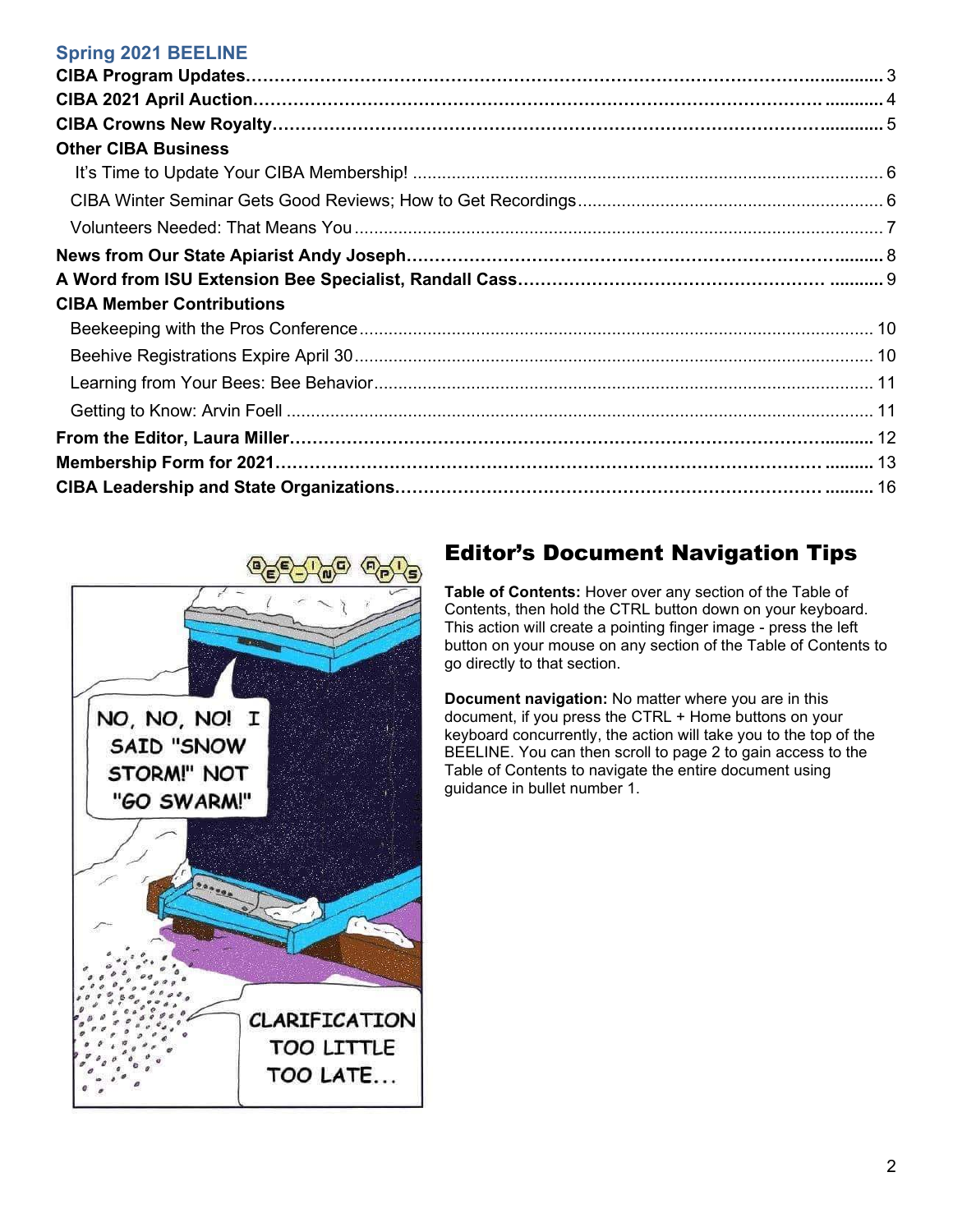## Spring 2021 BEELINE

**CIBA Program Updates**……………………………………………………………………………………………… 3
**CIBA 2021 April Auction**………………………………………………………………………………………… 4
**CIBA Crowns New Royalty**……………………………………………………………………………………… 5
**Other CIBA Business**
It's Time to Update Your CIBA Membership! ........................................................................................ 6
CIBA Winter Seminar Gets Good Reviews; How to Get Recordings...................................................... 6
Volunteers Needed: That Means You .................................................................................................... 7
**News from Our State Apiarist Andy Joseph**………………………………………………………………… 8
**A Word from ISU Extension Bee Specialist, Randall Cass**…………………………………………… 9
**CIBA Member Contributions**
Beekeeping with the Pros Conference .................................................................................................. 10
Beehive Registrations Expire April 30 .................................................................................................. 10
Learning from Your Bees: Bee Behavior ............................................................................................... 11
Getting to Know: Arvin Foell ................................................................................................................ 11
**From the Editor, Laura Miller**…………………………………………………………………………………… 12
**Membership Form for 2021**……………………………………………………………………………………… 13
**CIBA Leadership and State Organizations**……………………………………………………………… 16

## Editor's Document Navigation Tips

**Table of Contents:** Hover over any section of the Table of Contents, then hold the CTRL button down on your keyboard. This action will create a pointing finger image - press the left button on your mouse on any section of the Table of Contents to go directly to that section.

**Document navigation:** No matter where you are in this document, if you press the CTRL + Home buttons on your keyboard concurrently, the action will take you to the top of the BEELINE. You can then scroll to page 2 to gain access to the Table of Contents to navigate the entire document using guidance in bullet number 1.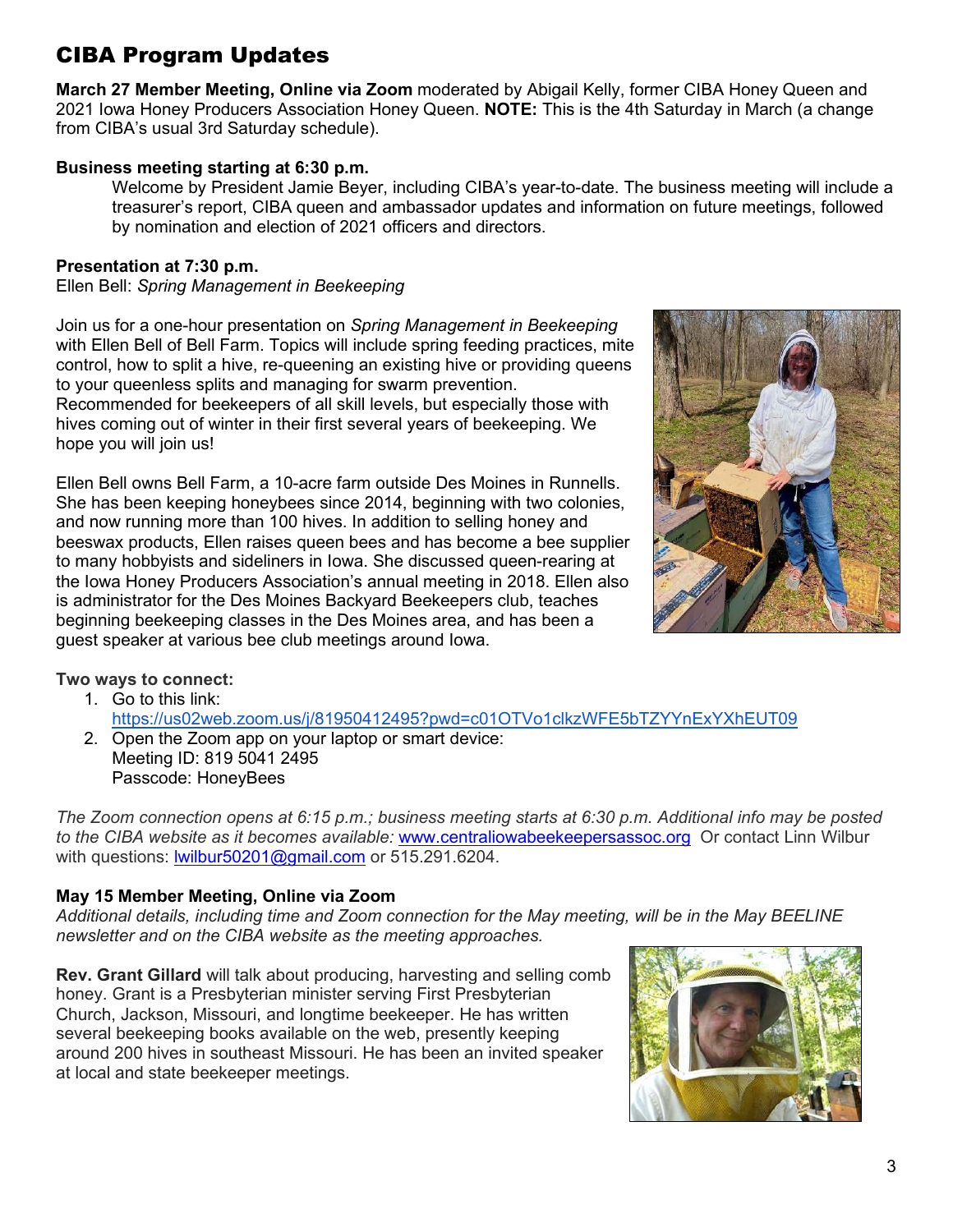## CIBA Program Updates

**March 27 Member Meeting, Online via Zoom** moderated by Abigail Kelly, former CIBA Honey Queen and 2021 Iowa Honey Producers Association Honey Queen. **NOTE:** This is the 4th Saturday in March (a change from CIBA's usual 3rd Saturday schedule).

**Business meeting starting at 6:30 p.m.**

Welcome by President Jamie Beyer, including CIBA's year-to-date. The business meeting will include a treasurer's report, CIBA queen and ambassador updates and information on future meetings, followed by nomination and election of 2021 officers and directors.

**Presentation at 7:30 p.m.**
Ellen Bell: *Spring Management in Beekeeping*

Join us for a one-hour presentation on *Spring Management in Beekeeping* with Ellen Bell of Bell Farm. Topics will include spring feeding practices, mite control, how to split a hive, re-queening an existing hive or providing queens to your queenless splits and managing for swarm prevention. Recommended for beekeepers of all skill levels, but especially those with hives coming out of winter in their first several years of beekeeping. We hope you will join us!

Ellen Bell owns Bell Farm, a 10-acre farm outside Des Moines in Runnells. She has been keeping honeybees since 2014, beginning with two colonies, and now running more than 100 hives. In addition to selling honey and beeswax products, Ellen raises queen bees and has become a bee supplier to many hobbyists and sideliners in Iowa. She discussed queen-rearing at the Iowa Honey Producers Association's annual meeting in 2018. Ellen also is administrator for the Des Moines Backyard Beekeepers club, teaches beginning beekeeping classes in the Des Moines area, and has been a guest speaker at various bee club meetings around Iowa.

**Two ways to connect:**

1. Go to this link:
   https://us02web.zoom.us/j/81950412495?pwd=c01OTVo1clkzWFE5bTZYYnExYXhEUT09
2. Open the Zoom app on your laptop or smart device:
   Meeting ID: 819 5041 2495
   Passcode: HoneyBees

*The Zoom connection opens at 6:15 p.m.; business meeting starts at 6:30 p.m. Additional info may be posted to the CIBA website as it becomes available:* www.centraliowabeekeepersassoc.org Or contact Linn Wilbur with questions: lwilbur50201@gmail.com or 515.291.6204.

**May 15 Member Meeting, Online via Zoom**

*Additional details, including time and Zoom connection for the May meeting, will be in the May BEELINE newsletter and on the CIBA website as the meeting approaches.*

**Rev. Grant Gillard** will talk about producing, harvesting and selling comb honey. Grant is a Presbyterian minister serving First Presbyterian Church, Jackson, Missouri, and longtime beekeeper. He has written several beekeeping books available on the web, presently keeping around 200 hives in southeast Missouri. He has been an invited speaker at local and state beekeeper meetings.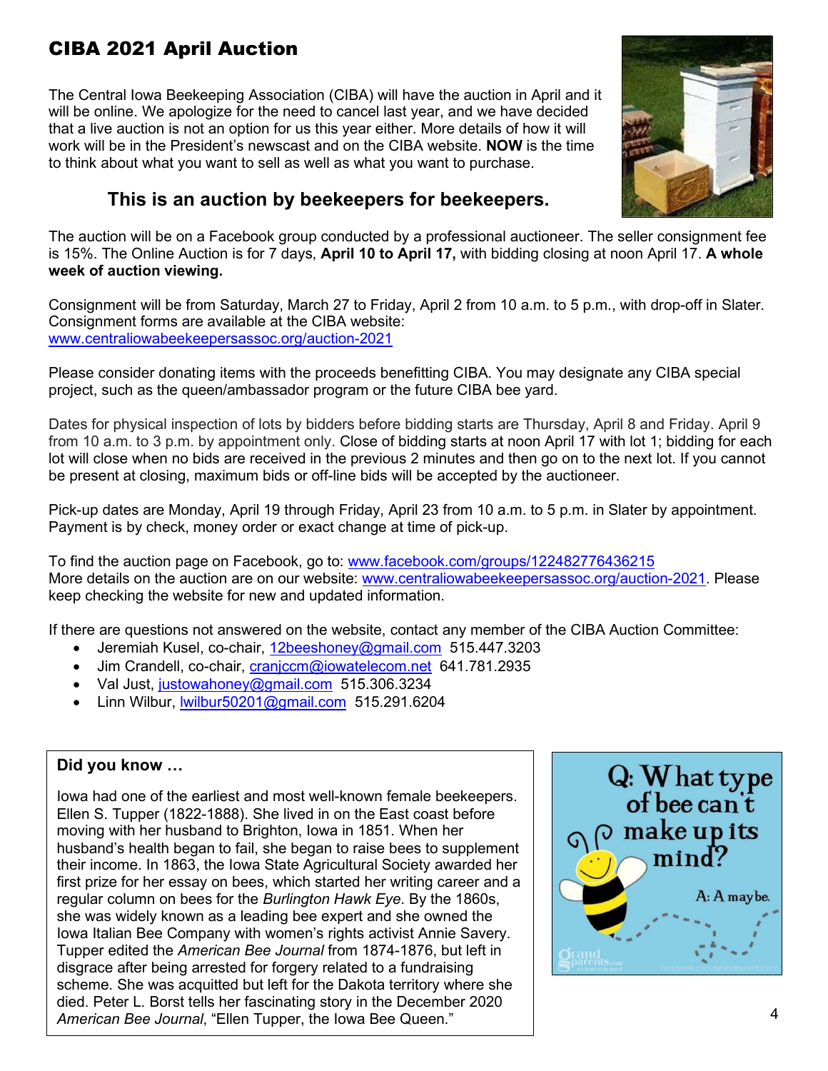# CIBA 2021 April Auction

The Central Iowa Beekeeping Association (CIBA) will have the auction in April and it will be online. We apologize for the need to cancel last year, and we have decided that a live auction is not an option for us this year either. More details of how it will work will be in the President's newscast and on the CIBA website. **NOW** is the time to think about what you want to sell as well as what you want to purchase.

### This is an auction by beekeepers for beekeepers.

The auction will be on a Facebook group conducted by a professional auctioneer. The seller consignment fee is 15%. The Online Auction is for 7 days, **April 10 to April 17,** with bidding closing at noon April 17. **A whole week of auction viewing.**

Consignment will be from Saturday, March 27 to Friday, April 2 from 10 a.m. to 5 p.m., with drop-off in Slater. Consignment forms are available at the CIBA website: www.centraliowabeekeepersassoc.org/auction-2021

Please consider donating items with the proceeds benefitting CIBA. You may designate any CIBA special project, such as the queen/ambassador program or the future CIBA bee yard.

Dates for physical inspection of lots by bidders before bidding starts are Thursday, April 8 and Friday. April 9 from 10 a.m. to 3 p.m. by appointment only. Close of bidding starts at noon April 17 with lot 1; bidding for each lot will close when no bids are received in the previous 2 minutes and then go on to the next lot. If you cannot be present at closing, maximum bids or off-line bids will be accepted by the auctioneer.

Pick-up dates are Monday, April 19 through Friday, April 23 from 10 a.m. to 5 p.m. in Slater by appointment. Payment is by check, money order or exact change at time of pick-up.

To find the auction page on Facebook, go to: www.facebook.com/groups/122482776436215
More details on the auction are on our website: www.centraliowabeekeepersassoc.org/auction-2021. Please keep checking the website for new and updated information.

If there are questions not answered on the website, contact any member of the CIBA Auction Committee:

- Jeremiah Kusel, co-chair, 12beeshoney@gmail.com 515.447.3203
- Jim Crandell, co-chair, cranjccm@iowatelecom.net 641.781.2935
- Val Just, justowahoney@gmail.com 515.306.3234
- Linn Wilbur, lwilbur50201@gmail.com 515.291.6204

**Did you know …**

Iowa had one of the earliest and most well-known female beekeepers. Ellen S. Tupper (1822-1888). She lived in on the East coast before moving with her husband to Brighton, Iowa in 1851. When her husband's health began to fail, she began to raise bees to supplement their income. In 1863, the Iowa State Agricultural Society awarded her first prize for her essay on bees, which started her writing career and a regular column on bees for the *Burlington Hawk Eye*. By the 1860s, she was widely known as a leading bee expert and she owned the Iowa Italian Bee Company with women's rights activist Annie Savery. Tupper edited the *American Bee Journal* from 1874-1876, but left in disgrace after being arrested for forgery related to a fundraising scheme. She was acquitted but left for the Dakota territory where she died. Peter L. Borst tells her fascinating story in the December 2020 *American Bee Journal*, "Ellen Tupper, the Iowa Bee Queen."

Q: What type of bee can't make up its mind?

A: A maybe.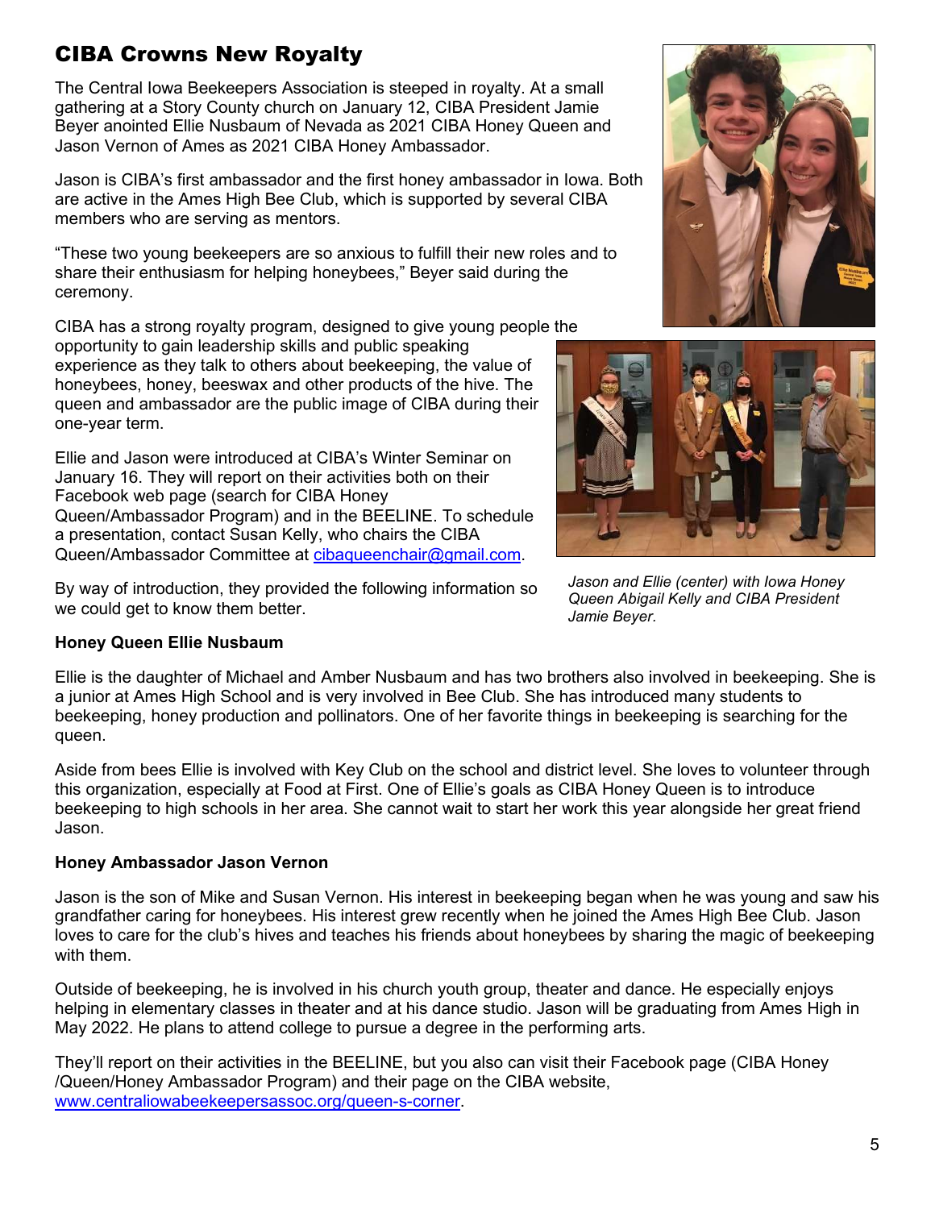# CIBA Crowns New Royalty

The Central Iowa Beekeepers Association is steeped in royalty. At a small gathering at a Story County church on January 12, CIBA President Jamie Beyer anointed Ellie Nusbaum of Nevada as 2021 CIBA Honey Queen and Jason Vernon of Ames as 2021 CIBA Honey Ambassador.

Jason is CIBA's first ambassador and the first honey ambassador in Iowa. Both are active in the Ames High Bee Club, which is supported by several CIBA members who are serving as mentors.

"These two young beekeepers are so anxious to fulfill their new roles and to share their enthusiasm for helping honeybees," Beyer said during the ceremony.

CIBA has a strong royalty program, designed to give young people the opportunity to gain leadership skills and public speaking experience as they talk to others about beekeeping, the value of honeybees, honey, beeswax and other products of the hive. The queen and ambassador are the public image of CIBA during their one-year term.

Ellie and Jason were introduced at CIBA's Winter Seminar on January 16. They will report on their activities both on their Facebook web page (search for CIBA Honey Queen/Ambassador Program) and in the BEELINE. To schedule a presentation, contact Susan Kelly, who chairs the CIBA Queen/Ambassador Committee at cibaqueenchair@gmail.com.

By way of introduction, they provided the following information so we could get to know them better.

*Jason and Ellie (center) with Iowa Honey Queen Abigail Kelly and CIBA President Jamie Beyer.*

**Honey Queen Ellie Nusbaum**

Ellie is the daughter of Michael and Amber Nusbaum and has two brothers also involved in beekeeping. She is a junior at Ames High School and is very involved in Bee Club. She has introduced many students to beekeeping, honey production and pollinators. One of her favorite things in beekeeping is searching for the queen.

Aside from bees Ellie is involved with Key Club on the school and district level. She loves to volunteer through this organization, especially at Food at First. One of Ellie's goals as CIBA Honey Queen is to introduce beekeeping to high schools in her area. She cannot wait to start her work this year alongside her great friend Jason.

**Honey Ambassador Jason Vernon**

Jason is the son of Mike and Susan Vernon. His interest in beekeeping began when he was young and saw his grandfather caring for honeybees. His interest grew recently when he joined the Ames High Bee Club. Jason loves to care for the club's hives and teaches his friends about honeybees by sharing the magic of beekeeping with them.

Outside of beekeeping, he is involved in his church youth group, theater and dance. He especially enjoys helping in elementary classes in theater and at his dance studio. Jason will be graduating from Ames High in May 2022. He plans to attend college to pursue a degree in the performing arts.

They'll report on their activities in the BEELINE, but you also can visit their Facebook page (CIBA Honey /Queen/Honey Ambassador Program) and their page on the CIBA website, www.centraliowabeekeepersassoc.org/queen-s-corner.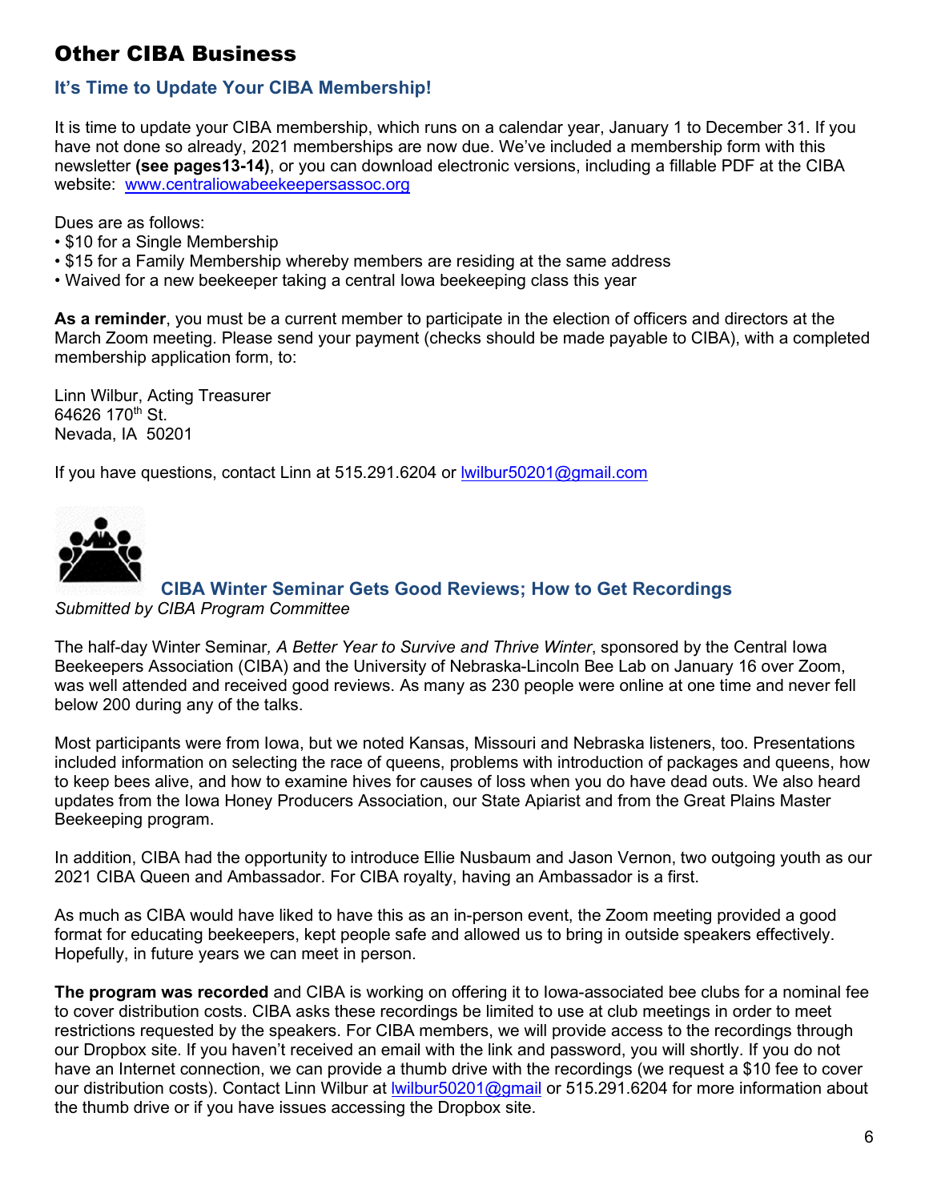# Other CIBA Business

## It's Time to Update Your CIBA Membership!

It is time to update your CIBA membership, which runs on a calendar year, January 1 to December 31. If you have not done so already, 2021 memberships are now due. We've included a membership form with this newsletter **(see pages13-14)**, or you can download electronic versions, including a fillable PDF at the CIBA website: www.centraliowabeekeepersassoc.org

Dues are as follows:

- $10 for a Single Membership
- $15 for a Family Membership whereby members are residing at the same address
- Waived for a new beekeeper taking a central Iowa beekeeping class this year

**As a reminder**, you must be a current member to participate in the election of officers and directors at the March Zoom meeting. Please send your payment (checks should be made payable to CIBA), with a completed membership application form, to:

Linn Wilbur, Acting Treasurer
64626 170th St.
Nevada, IA 50201

If you have questions, contact Linn at 515.291.6204 or lwilbur50201@gmail.com

## CIBA Winter Seminar Gets Good Reviews; How to Get Recordings

*Submitted by CIBA Program Committee*

The half-day Winter Seminar, *A Better Year to Survive and Thrive Winter*, sponsored by the Central Iowa Beekeepers Association (CIBA) and the University of Nebraska-Lincoln Bee Lab on January 16 over Zoom, was well attended and received good reviews. As many as 230 people were online at one time and never fell below 200 during any of the talks.

Most participants were from Iowa, but we noted Kansas, Missouri and Nebraska listeners, too. Presentations included information on selecting the race of queens, problems with introduction of packages and queens, how to keep bees alive, and how to examine hives for causes of loss when you do have dead outs. We also heard updates from the Iowa Honey Producers Association, our State Apiarist and from the Great Plains Master Beekeeping program.

In addition, CIBA had the opportunity to introduce Ellie Nusbaum and Jason Vernon, two outgoing youth as our 2021 CIBA Queen and Ambassador. For CIBA royalty, having an Ambassador is a first.

As much as CIBA would have liked to have this as an in-person event, the Zoom meeting provided a good format for educating beekeepers, kept people safe and allowed us to bring in outside speakers effectively. Hopefully, in future years we can meet in person.

**The program was recorded** and CIBA is working on offering it to Iowa-associated bee clubs for a nominal fee to cover distribution costs. CIBA asks these recordings be limited to use at club meetings in order to meet restrictions requested by the speakers. For CIBA members, we will provide access to the recordings through our Dropbox site. If you haven't received an email with the link and password, you will shortly. If you do not have an Internet connection, we can provide a thumb drive with the recordings (we request a $10 fee to cover our distribution costs). Contact Linn Wilbur at lwilbur50201@gmail or 515.291.6204 for more information about the thumb drive or if you have issues accessing the Dropbox site.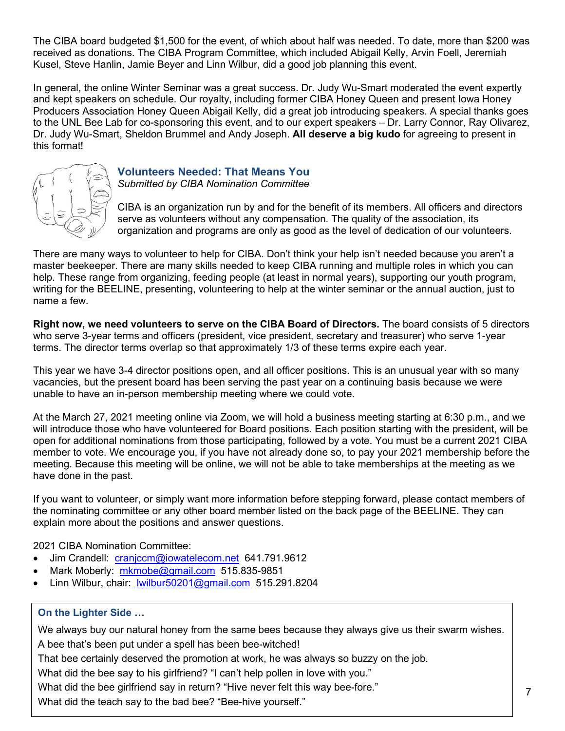The CIBA board budgeted $1,500 for the event, of which about half was needed. To date, more than $200 was received as donations. The CIBA Program Committee, which included Abigail Kelly, Arvin Foell, Jeremiah Kusel, Steve Hanlin, Jamie Beyer and Linn Wilbur, did a good job planning this event.

In general, the online Winter Seminar was a great success. Dr. Judy Wu-Smart moderated the event expertly and kept speakers on schedule. Our royalty, including former CIBA Honey Queen and present Iowa Honey Producers Association Honey Queen Abigail Kelly, did a great job introducing speakers. A special thanks goes to the UNL Bee Lab for co-sponsoring this event, and to our expert speakers – Dr. Larry Connor, Ray Olivarez, Dr. Judy Wu-Smart, Sheldon Brummel and Andy Joseph. **All deserve a big kudo** for agreeing to present in this format!

## Volunteers Needed: That Means You

*Submitted by CIBA Nomination Committee*

CIBA is an organization run by and for the benefit of its members. All officers and directors serve as volunteers without any compensation. The quality of the association, its organization and programs are only as good as the level of dedication of our volunteers.

There are many ways to volunteer to help for CIBA. Don't think your help isn't needed because you aren't a master beekeeper. There are many skills needed to keep CIBA running and multiple roles in which you can help. These range from organizing, feeding people (at least in normal years), supporting our youth program, writing for the BEELINE, presenting, volunteering to help at the winter seminar or the annual auction, just to name a few.

**Right now, we need volunteers to serve on the CIBA Board of Directors.** The board consists of 5 directors who serve 3-year terms and officers (president, vice president, secretary and treasurer) who serve 1-year terms. The director terms overlap so that approximately 1/3 of these terms expire each year.

This year we have 3-4 director positions open, and all officer positions. This is an unusual year with so many vacancies, but the present board has been serving the past year on a continuing basis because we were unable to have an in-person membership meeting where we could vote.

At the March 27, 2021 meeting online via Zoom, we will hold a business meeting starting at 6:30 p.m., and we will introduce those who have volunteered for Board positions. Each position starting with the president, will be open for additional nominations from those participating, followed by a vote. You must be a current 2021 CIBA member to vote. We encourage you, if you have not already done so, to pay your 2021 membership before the meeting. Because this meeting will be online, we will not be able to take memberships at the meeting as we have done in the past.

If you want to volunteer, or simply want more information before stepping forward, please contact members of the nominating committee or any other board member listed on the back page of the BEELINE. They can explain more about the positions and answer questions.

2021 CIBA Nomination Committee:

- Jim Crandell: cranjccm@iowatelecom.net 641.791.9612
- Mark Moberly: mkmobe@gmail.com 515.835-9851
- Linn Wilbur, chair: lwilbur50201@gmail.com 515.291.8204

### On the Lighter Side …

We always buy our natural honey from the same bees because they always give us their swarm wishes.

A bee that's been put under a spell has been bee-witched!

That bee certainly deserved the promotion at work, he was always so buzzy on the job.

What did the bee say to his girlfriend? "I can't help pollen in love with you."

What did the bee girlfriend say in return? "Hive never felt this way bee-fore."

What did the teach say to the bad bee? "Bee-hive yourself."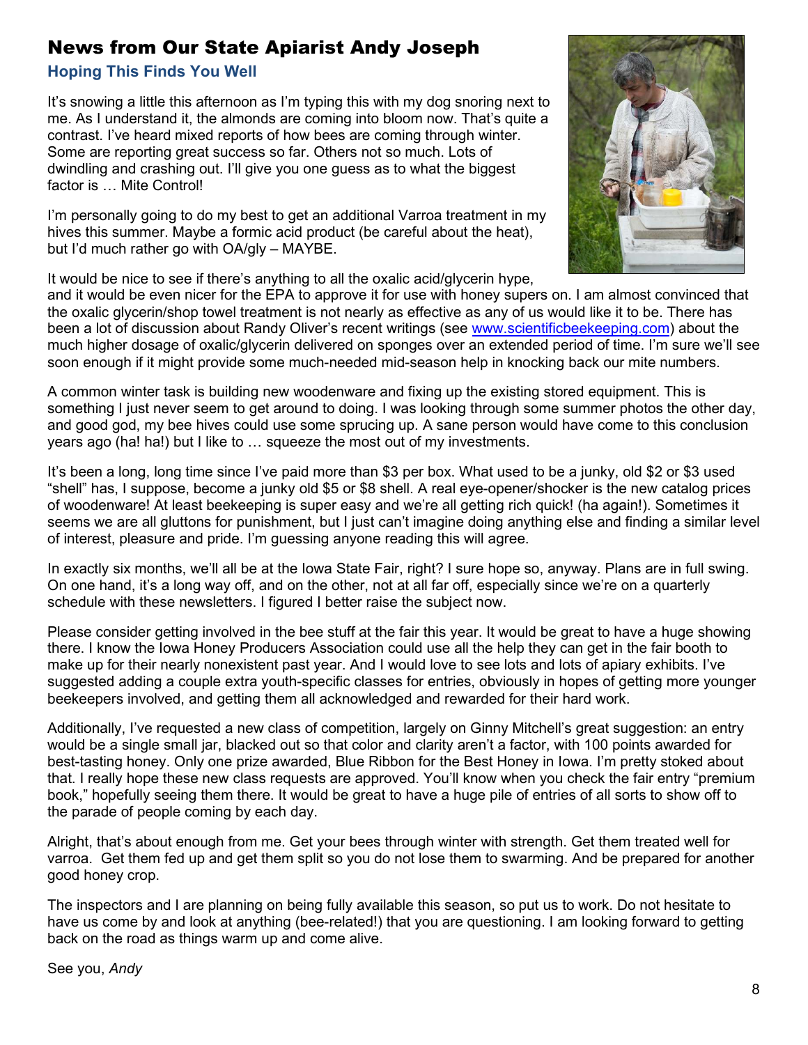# News from Our State Apiarist Andy Joseph

## Hoping This Finds You Well

It's snowing a little this afternoon as I'm typing this with my dog snoring next to me. As I understand it, the almonds are coming into bloom now. That's quite a contrast. I've heard mixed reports of how bees are coming through winter. Some are reporting great success so far. Others not so much. Lots of dwindling and crashing out. I'll give you one guess as to what the biggest factor is … Mite Control!

I'm personally going to do my best to get an additional Varroa treatment in my hives this summer. Maybe a formic acid product (be careful about the heat), but I'd much rather go with OA/gly – MAYBE.

It would be nice to see if there's anything to all the oxalic acid/glycerin hype, and it would be even nicer for the EPA to approve it for use with honey supers on. I am almost convinced that the oxalic glycerin/shop towel treatment is not nearly as effective as any of us would like it to be. There has been a lot of discussion about Randy Oliver's recent writings (see www.scientificbeekeeping.com) about the much higher dosage of oxalic/glycerin delivered on sponges over an extended period of time. I'm sure we'll see soon enough if it might provide some much-needed mid-season help in knocking back our mite numbers.

A common winter task is building new woodenware and fixing up the existing stored equipment. This is something I just never seem to get around to doing. I was looking through some summer photos the other day, and good god, my bee hives could use some sprucing up. A sane person would have come to this conclusion years ago (ha! ha!) but I like to … squeeze the most out of my investments.

It's been a long, long time since I've paid more than $3 per box. What used to be a junky, old $2 or $3 used "shell" has, I suppose, become a junky old $5 or $8 shell. A real eye-opener/shocker is the new catalog prices of woodenware! At least beekeeping is super easy and we're all getting rich quick! (ha again!). Sometimes it seems we are all gluttons for punishment, but I just can't imagine doing anything else and finding a similar level of interest, pleasure and pride. I'm guessing anyone reading this will agree.

In exactly six months, we'll all be at the Iowa State Fair, right? I sure hope so, anyway. Plans are in full swing. On one hand, it's a long way off, and on the other, not at all far off, especially since we're on a quarterly schedule with these newsletters. I figured I better raise the subject now.

Please consider getting involved in the bee stuff at the fair this year. It would be great to have a huge showing there. I know the Iowa Honey Producers Association could use all the help they can get in the fair booth to make up for their nearly nonexistent past year. And I would love to see lots and lots of apiary exhibits. I've suggested adding a couple extra youth-specific classes for entries, obviously in hopes of getting more younger beekeepers involved, and getting them all acknowledged and rewarded for their hard work.

Additionally, I've requested a new class of competition, largely on Ginny Mitchell's great suggestion: an entry would be a single small jar, blacked out so that color and clarity aren't a factor, with 100 points awarded for best-tasting honey. Only one prize awarded, Blue Ribbon for the Best Honey in Iowa. I'm pretty stoked about that. I really hope these new class requests are approved. You'll know when you check the fair entry "premium book," hopefully seeing them there. It would be great to have a huge pile of entries of all sorts to show off to the parade of people coming by each day.

Alright, that's about enough from me. Get your bees through winter with strength. Get them treated well for varroa. Get them fed up and get them split so you do not lose them to swarming. And be prepared for another good honey crop.

The inspectors and I are planning on being fully available this season, so put us to work. Do not hesitate to have us come by and look at anything (bee-related!) that you are questioning. I am looking forward to getting back on the road as things warm up and come alive.

See you, *Andy*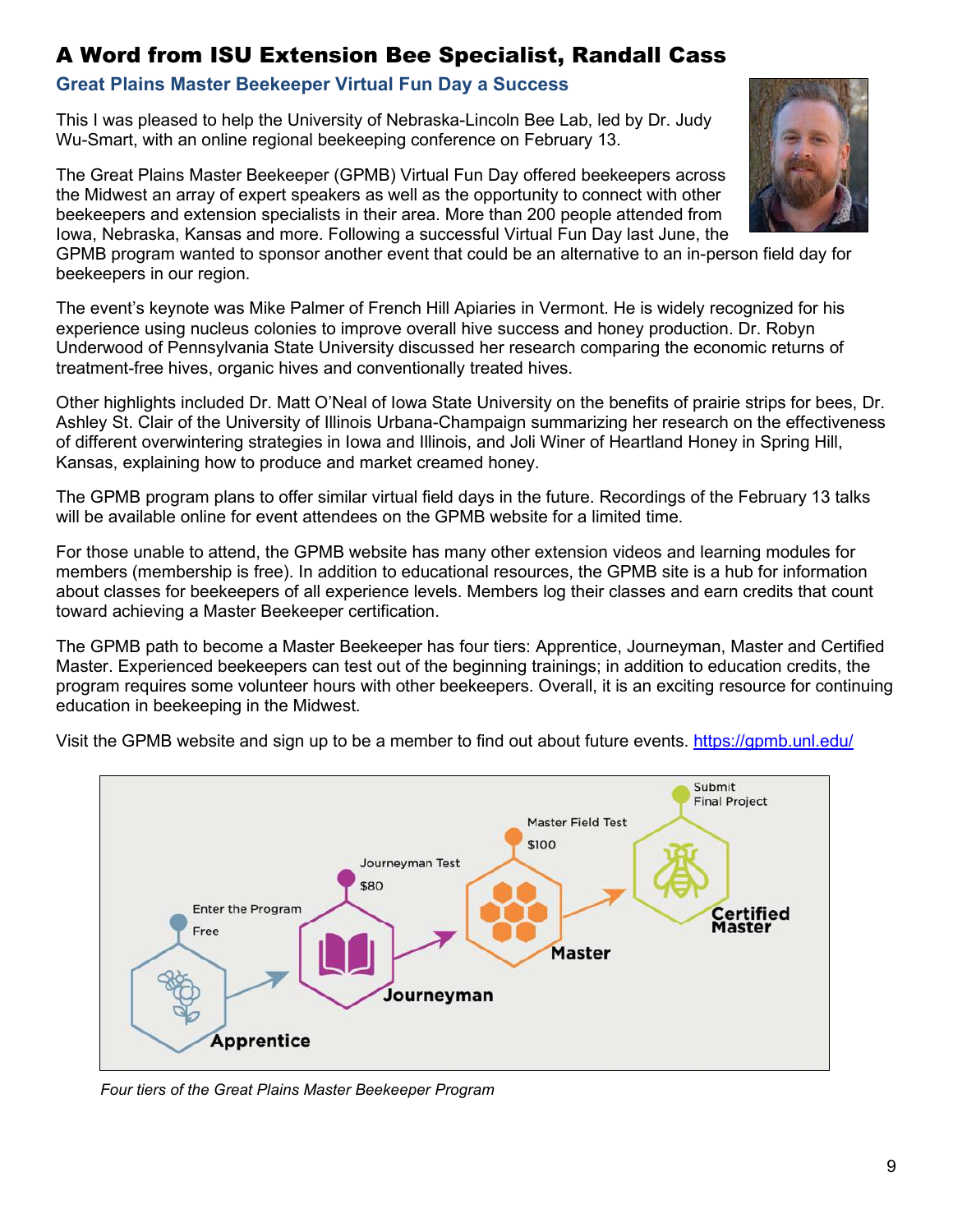## A Word from ISU Extension Bee Specialist, Randall Cass

### Great Plains Master Beekeeper Virtual Fun Day a Success

This I was pleased to help the University of Nebraska-Lincoln Bee Lab, led by Dr. Judy Wu-Smart, with an online regional beekeeping conference on February 13.

The Great Plains Master Beekeeper (GPMB) Virtual Fun Day offered beekeepers across the Midwest an array of expert speakers as well as the opportunity to connect with other beekeepers and extension specialists in their area. More than 200 people attended from Iowa, Nebraska, Kansas and more. Following a successful Virtual Fun Day last June, the GPMB program wanted to sponsor another event that could be an alternative to an in-person field day for beekeepers in our region.

The event's keynote was Mike Palmer of French Hill Apiaries in Vermont. He is widely recognized for his experience using nucleus colonies to improve overall hive success and honey production. Dr. Robyn Underwood of Pennsylvania State University discussed her research comparing the economic returns of treatment-free hives, organic hives and conventionally treated hives.

Other highlights included Dr. Matt O'Neal of Iowa State University on the benefits of prairie strips for bees, Dr. Ashley St. Clair of the University of Illinois Urbana-Champaign summarizing her research on the effectiveness of different overwintering strategies in Iowa and Illinois, and Joli Winer of Heartland Honey in Spring Hill, Kansas, explaining how to produce and market creamed honey.

The GPMB program plans to offer similar virtual field days in the future. Recordings of the February 13 talks will be available online for event attendees on the GPMB website for a limited time.

For those unable to attend, the GPMB website has many other extension videos and learning modules for members (membership is free). In addition to educational resources, the GPMB site is a hub for information about classes for beekeepers of all experience levels. Members log their classes and earn credits that count toward achieving a Master Beekeeper certification.

The GPMB path to become a Master Beekeeper has four tiers: Apprentice, Journeyman, Master and Certified Master. Experienced beekeepers can test out of the beginning trainings; in addition to education credits, the program requires some volunteer hours with other beekeepers. Overall, it is an exciting resource for continuing education in beekeeping in the Midwest.

Visit the GPMB website and sign up to be a member to find out about future events. https://gpmb.unl.edu/

Enter the Program — Free → **Apprentice**
Journeyman Test — $80 → **Journeyman**
Master Field Test — $100 → **Master**
Submit Final Project → **Certified Master**

*Four tiers of the Great Plains Master Beekeeper Program*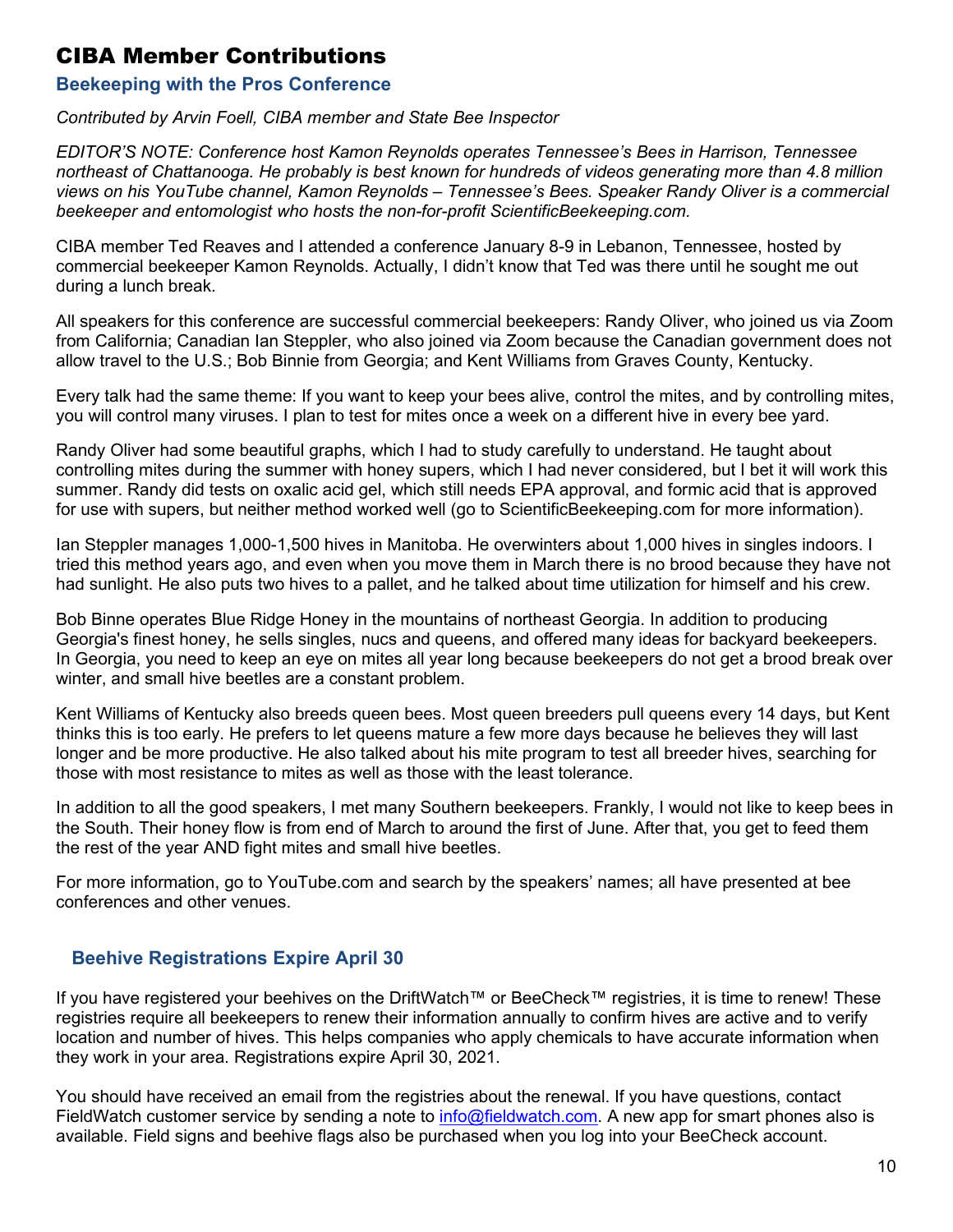# CIBA Member Contributions

## Beekeeping with the Pros Conference

*Contributed by Arvin Foell, CIBA member and State Bee Inspector*

*EDITOR'S NOTE: Conference host Kamon Reynolds operates Tennessee's Bees in Harrison, Tennessee northeast of Chattanooga. He probably is best known for hundreds of videos generating more than 4.8 million views on his YouTube channel, Kamon Reynolds – Tennessee's Bees. Speaker Randy Oliver is a commercial beekeeper and entomologist who hosts the non-for-profit ScientificBeekeeping.com.*

CIBA member Ted Reaves and I attended a conference January 8-9 in Lebanon, Tennessee, hosted by commercial beekeeper Kamon Reynolds. Actually, I didn't know that Ted was there until he sought me out during a lunch break.

All speakers for this conference are successful commercial beekeepers: Randy Oliver, who joined us via Zoom from California; Canadian Ian Steppler, who also joined via Zoom because the Canadian government does not allow travel to the U.S.; Bob Binnie from Georgia; and Kent Williams from Graves County, Kentucky.

Every talk had the same theme: If you want to keep your bees alive, control the mites, and by controlling mites, you will control many viruses. I plan to test for mites once a week on a different hive in every bee yard.

Randy Oliver had some beautiful graphs, which I had to study carefully to understand. He taught about controlling mites during the summer with honey supers, which I had never considered, but I bet it will work this summer. Randy did tests on oxalic acid gel, which still needs EPA approval, and formic acid that is approved for use with supers, but neither method worked well (go to ScientificBeekeeping.com for more information).

Ian Steppler manages 1,000-1,500 hives in Manitoba. He overwinters about 1,000 hives in singles indoors. I tried this method years ago, and even when you move them in March there is no brood because they have not had sunlight. He also puts two hives to a pallet, and he talked about time utilization for himself and his crew.

Bob Binne operates Blue Ridge Honey in the mountains of northeast Georgia. In addition to producing Georgia's finest honey, he sells singles, nucs and queens, and offered many ideas for backyard beekeepers. In Georgia, you need to keep an eye on mites all year long because beekeepers do not get a brood break over winter, and small hive beetles are a constant problem.

Kent Williams of Kentucky also breeds queen bees. Most queen breeders pull queens every 14 days, but Kent thinks this is too early. He prefers to let queens mature a few more days because he believes they will last longer and be more productive. He also talked about his mite program to test all breeder hives, searching for those with most resistance to mites as well as those with the least tolerance.

In addition to all the good speakers, I met many Southern beekeepers. Frankly, I would not like to keep bees in the South. Their honey flow is from end of March to around the first of June. After that, you get to feed them the rest of the year AND fight mites and small hive beetles.

For more information, go to YouTube.com and search by the speakers' names; all have presented at bee conferences and other venues.

## Beehive Registrations Expire April 30

If you have registered your beehives on the DriftWatch™ or BeeCheck™ registries, it is time to renew! These registries require all beekeepers to renew their information annually to confirm hives are active and to verify location and number of hives. This helps companies who apply chemicals to have accurate information when they work in your area. Registrations expire April 30, 2021.

You should have received an email from the registries about the renewal. If you have questions, contact FieldWatch customer service by sending a note to info@fieldwatch.com. A new app for smart phones also is available. Field signs and beehive flags also be purchased when you log into your BeeCheck account.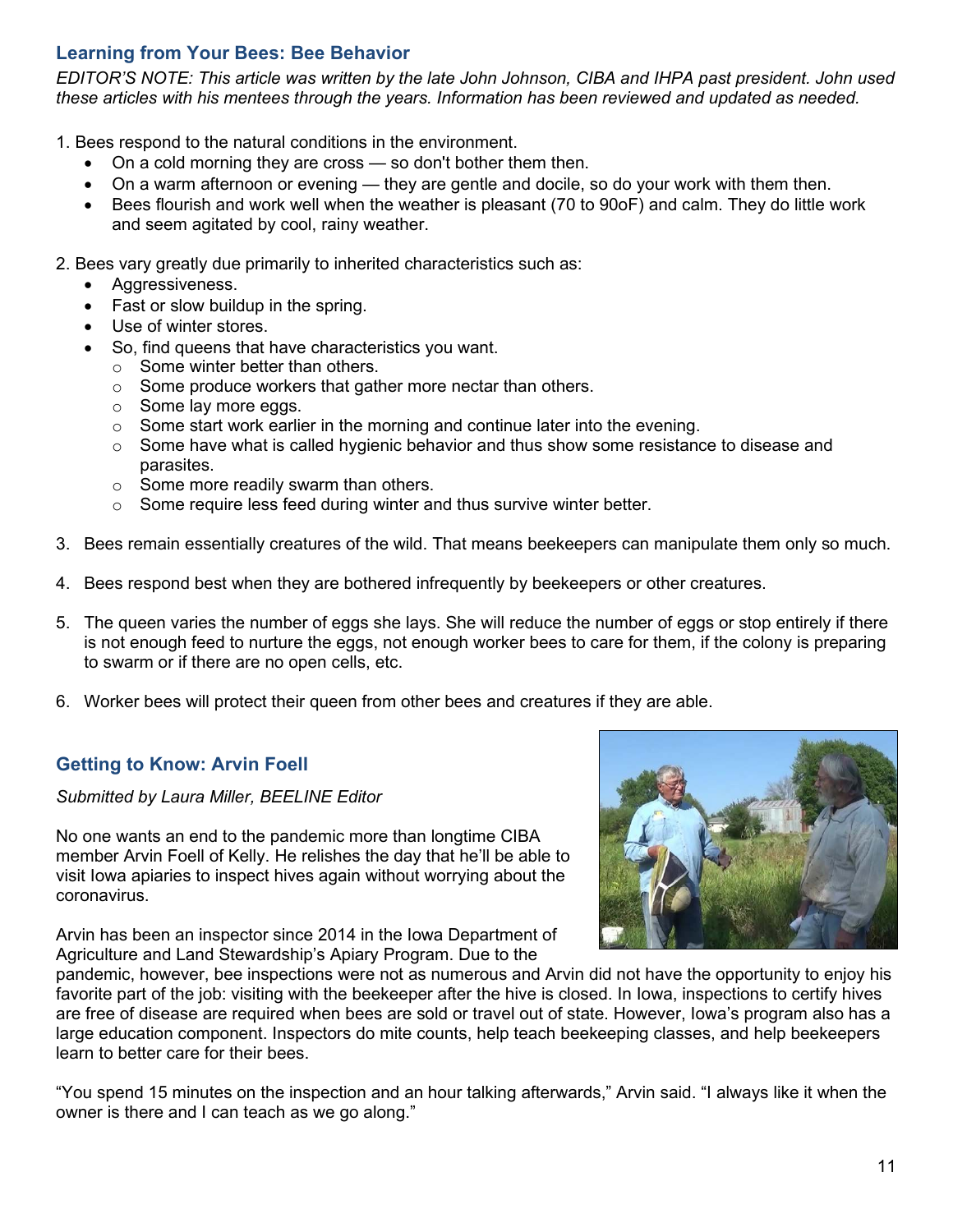## Learning from Your Bees: Bee Behavior

*EDITOR'S NOTE: This article was written by the late John Johnson, CIBA and IHPA past president. John used these articles with his mentees through the years. Information has been reviewed and updated as needed.*

1. Bees respond to the natural conditions in the environment.
   - On a cold morning they are cross — so don't bother them then.
   - On a warm afternoon or evening — they are gentle and docile, so do your work with them then.
   - Bees flourish and work well when the weather is pleasant (70 to 90oF) and calm. They do little work and seem agitated by cool, rainy weather.

2. Bees vary greatly due primarily to inherited characteristics such as:
   - Aggressiveness.
   - Fast or slow buildup in the spring.
   - Use of winter stores.
   - So, find queens that have characteristics you want.
     - Some winter better than others.
     - Some produce workers that gather more nectar than others.
     - Some lay more eggs.
     - Some start work earlier in the morning and continue later into the evening.
     - Some have what is called hygienic behavior and thus show some resistance to disease and parasites.
     - Some more readily swarm than others.
     - Some require less feed during winter and thus survive winter better.

3. Bees remain essentially creatures of the wild. That means beekeepers can manipulate them only so much.

4. Bees respond best when they are bothered infrequently by beekeepers or other creatures.

5. The queen varies the number of eggs she lays. She will reduce the number of eggs or stop entirely if there is not enough feed to nurture the eggs, not enough worker bees to care for them, if the colony is preparing to swarm or if there are no open cells, etc.

6. Worker bees will protect their queen from other bees and creatures if they are able.

## Getting to Know: Arvin Foell

*Submitted by Laura Miller, BEELINE Editor*

No one wants an end to the pandemic more than longtime CIBA member Arvin Foell of Kelly. He relishes the day that he'll be able to visit Iowa apiaries to inspect hives again without worrying about the coronavirus.

Arvin has been an inspector since 2014 in the Iowa Department of Agriculture and Land Stewardship's Apiary Program. Due to the pandemic, however, bee inspections were not as numerous and Arvin did not have the opportunity to enjoy his favorite part of the job: visiting with the beekeeper after the hive is closed. In Iowa, inspections to certify hives are free of disease are required when bees are sold or travel out of state. However, Iowa's program also has a large education component. Inspectors do mite counts, help teach beekeeping classes, and help beekeepers learn to better care for their bees.

"You spend 15 minutes on the inspection and an hour talking afterwards," Arvin said. "I always like it when the owner is there and I can teach as we go along."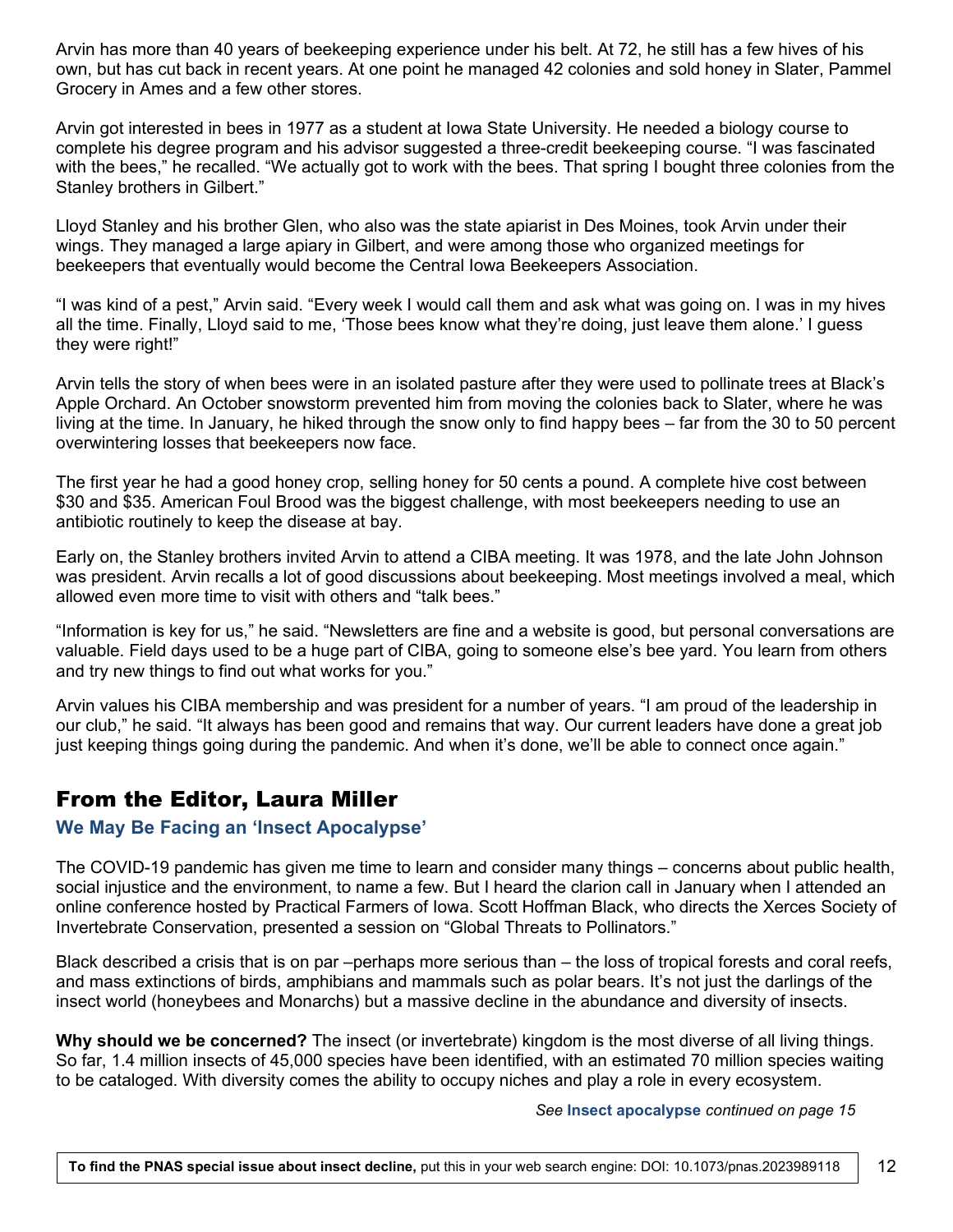Arvin has more than 40 years of beekeeping experience under his belt. At 72, he still has a few hives of his own, but has cut back in recent years. At one point he managed 42 colonies and sold honey in Slater, Pammel Grocery in Ames and a few other stores.

Arvin got interested in bees in 1977 as a student at Iowa State University. He needed a biology course to complete his degree program and his advisor suggested a three-credit beekeeping course. “I was fascinated with the bees,” he recalled. “We actually got to work with the bees. That spring I bought three colonies from the Stanley brothers in Gilbert.”

Lloyd Stanley and his brother Glen, who also was the state apiarist in Des Moines, took Arvin under their wings. They managed a large apiary in Gilbert, and were among those who organized meetings for beekeepers that eventually would become the Central Iowa Beekeepers Association.

“I was kind of a pest,” Arvin said. “Every week I would call them and ask what was going on. I was in my hives all the time. Finally, Lloyd said to me, ‘Those bees know what they’re doing, just leave them alone.’ I guess they were right!”

Arvin tells the story of when bees were in an isolated pasture after they were used to pollinate trees at Black’s Apple Orchard. An October snowstorm prevented him from moving the colonies back to Slater, where he was living at the time. In January, he hiked through the snow only to find happy bees – far from the 30 to 50 percent overwintering losses that beekeepers now face.

The first year he had a good honey crop, selling honey for 50 cents a pound. A complete hive cost between $30 and $35. American Foul Brood was the biggest challenge, with most beekeepers needing to use an antibiotic routinely to keep the disease at bay.

Early on, the Stanley brothers invited Arvin to attend a CIBA meeting. It was 1978, and the late John Johnson was president. Arvin recalls a lot of good discussions about beekeeping. Most meetings involved a meal, which allowed even more time to visit with others and “talk bees.”

“Information is key for us,” he said. “Newsletters are fine and a website is good, but personal conversations are valuable. Field days used to be a huge part of CIBA, going to someone else’s bee yard. You learn from others and try new things to find out what works for you.”

Arvin values his CIBA membership and was president for a number of years. “I am proud of the leadership in our club,” he said. “It always has been good and remains that way. Our current leaders have done a great job just keeping things going during the pandemic. And when it’s done, we’ll be able to connect once again.”

## From the Editor, Laura Miller

### We May Be Facing an ‘Insect Apocalypse’

The COVID-19 pandemic has given me time to learn and consider many things – concerns about public health, social injustice and the environment, to name a few. But I heard the clarion call in January when I attended an online conference hosted by Practical Farmers of Iowa. Scott Hoffman Black, who directs the Xerces Society of Invertebrate Conservation, presented a session on “Global Threats to Pollinators.”

Black described a crisis that is on par –perhaps more serious than – the loss of tropical forests and coral reefs, and mass extinctions of birds, amphibians and mammals such as polar bears. It’s not just the darlings of the insect world (honeybees and Monarchs) but a massive decline in the abundance and diversity of insects.

**Why should we be concerned?** The insect (or invertebrate) kingdom is the most diverse of all living things. So far, 1.4 million insects of 45,000 species have been identified, with an estimated 70 million species waiting to be cataloged. With diversity comes the ability to occupy niches and play a role in every ecosystem.

*See* **Insect apocalypse** *continued on page 15*

**To find the PNAS special issue about insect decline,** put this in your web search engine: DOI: 10.1073/pnas.2023989118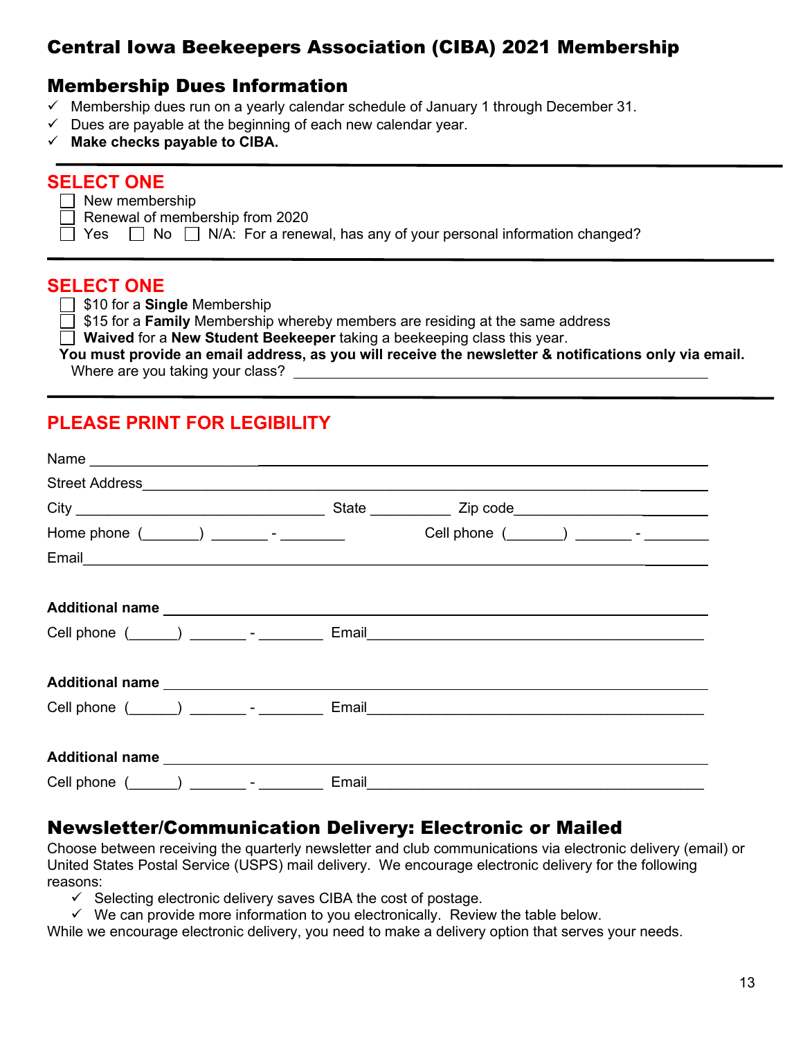# Central Iowa Beekeepers Association (CIBA) 2021 Membership

## Membership Dues Information

- ✓ Membership dues run on a yearly calendar schedule of January 1 through December 31.
- ✓ Dues are payable at the beginning of each new calendar year.
- ✓ **Make checks payable to CIBA.**

---

**SELECT ONE**

☐ New membership
☐ Renewal of membership from 2020
☐ Yes ☐ No ☐ N/A: For a renewal, has any of your personal information changed?

---

**SELECT ONE**

☐ $10 for a **Single** Membership
☐ $15 for a **Family** Membership whereby members are residing at the same address
☐ **Waived** for a **New Student Beekeeper** taking a beekeeping class this year.

**You must provide an email address, as you will receive the newsletter & notifications only via email.**

Where are you taking your class? ______________________________________________

---

**PLEASE PRINT FOR LEGIBILITY**

Name ______________________________________________________________

Street Address ______________________________________________________

City ______________________________ State __________ Zip code ________________

Home phone (_______) _______ - ________ Cell phone (_______) _______ - ________

Email ______________________________________________________________

**Additional name** ______________________________________________________

Cell phone (______) _______ - ________ Email ___________________________________

**Additional name** ______________________________________________________

Cell phone (______) _______ - ________ Email ___________________________________

**Additional name** ______________________________________________________

Cell phone (______) _______ - ________ Email ___________________________________

## Newsletter/Communication Delivery: Electronic or Mailed

Choose between receiving the quarterly newsletter and club communications via electronic delivery (email) or United States Postal Service (USPS) mail delivery. We encourage electronic delivery for the following reasons:

- ✓ Selecting electronic delivery saves CIBA the cost of postage.
- ✓ We can provide more information to you electronically. Review the table below.

While we encourage electronic delivery, you need to make a delivery option that serves your needs.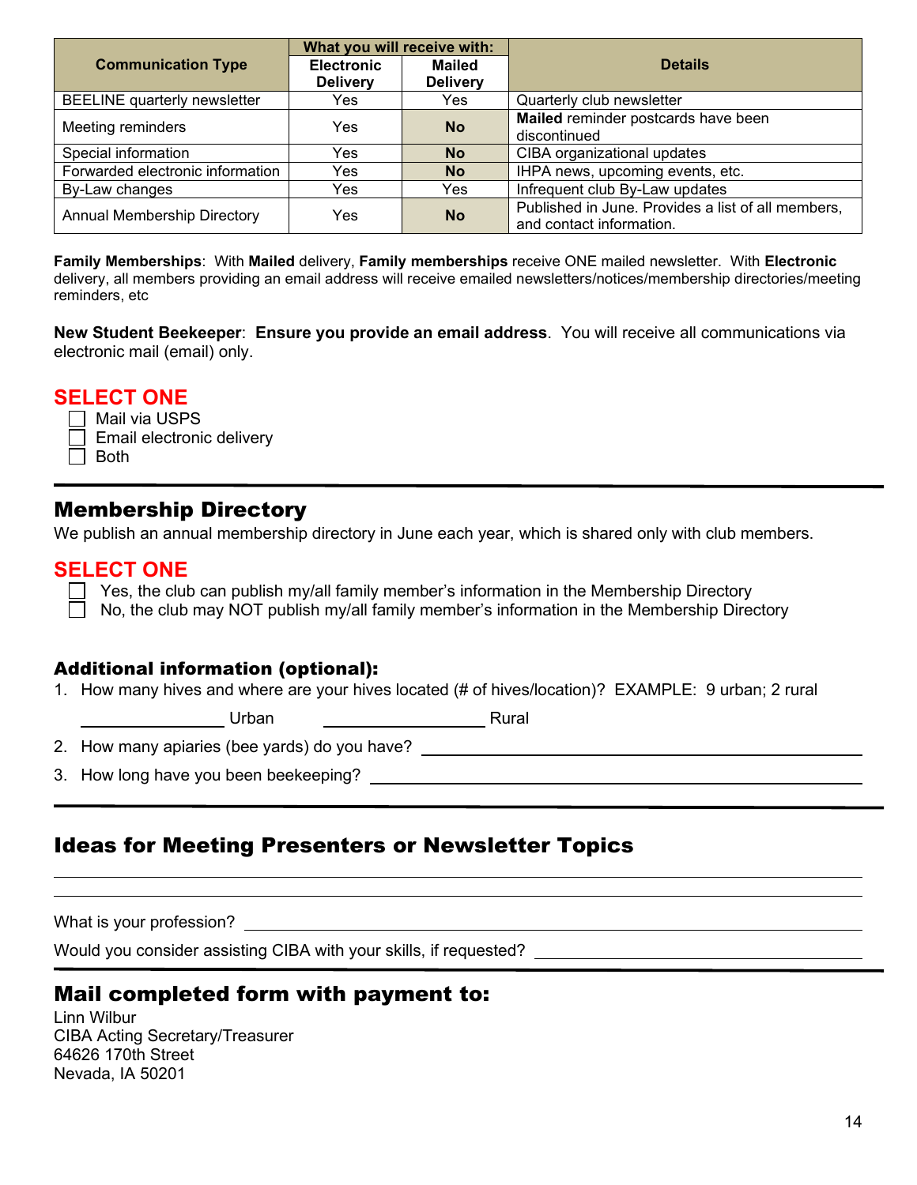| Communication Type | What you will receive with: | | Details |
|---|---|---|---|
| | Electronic Delivery | Mailed Delivery | |
| BEELINE quarterly newsletter | Yes | Yes | Quarterly club newsletter |
| Meeting reminders | Yes | **No** | **Mailed** reminder postcards have been discontinued |
| Special information | Yes | **No** | CIBA organizational updates |
| Forwarded electronic information | Yes | **No** | IHPA news, upcoming events, etc. |
| By-Law changes | Yes | Yes | Infrequent club By-Law updates |
| Annual Membership Directory | Yes | **No** | Published in June. Provides a list of all members, and contact information. |

**Family Memberships**: With **Mailed** delivery, **Family memberships** receive ONE mailed newsletter. With **Electronic** delivery, all members providing an email address will receive emailed newsletters/notices/membership directories/meeting reminders, etc

**New Student Beekeeper**: **Ensure you provide an email address**. You will receive all communications via electronic mail (email) only.

**SELECT ONE**

- ☐ Mail via USPS
- ☐ Email electronic delivery
- ☐ Both

## Membership Directory

We publish an annual membership directory in June each year, which is shared only with club members.

**SELECT ONE**

- ☐ Yes, the club can publish my/all family member's information in the Membership Directory
- ☐ No, the club may NOT publish my/all family member's information in the Membership Directory

### Additional information (optional):

1. How many hives and where are your hives located (# of hives/location)? EXAMPLE: 9 urban; 2 rural

   ________ Urban ________ Rural

2. How many apiaries (bee yards) do you have? ________
3. How long have you been beekeeping? ________

## Ideas for Meeting Presenters or Newsletter Topics

________

________

What is your profession? ________

Would you consider assisting CIBA with your skills, if requested? ________

## Mail completed form with payment to:

Linn Wilbur  
CIBA Acting Secretary/Treasurer  
64626 170th Street  
Nevada, IA 50201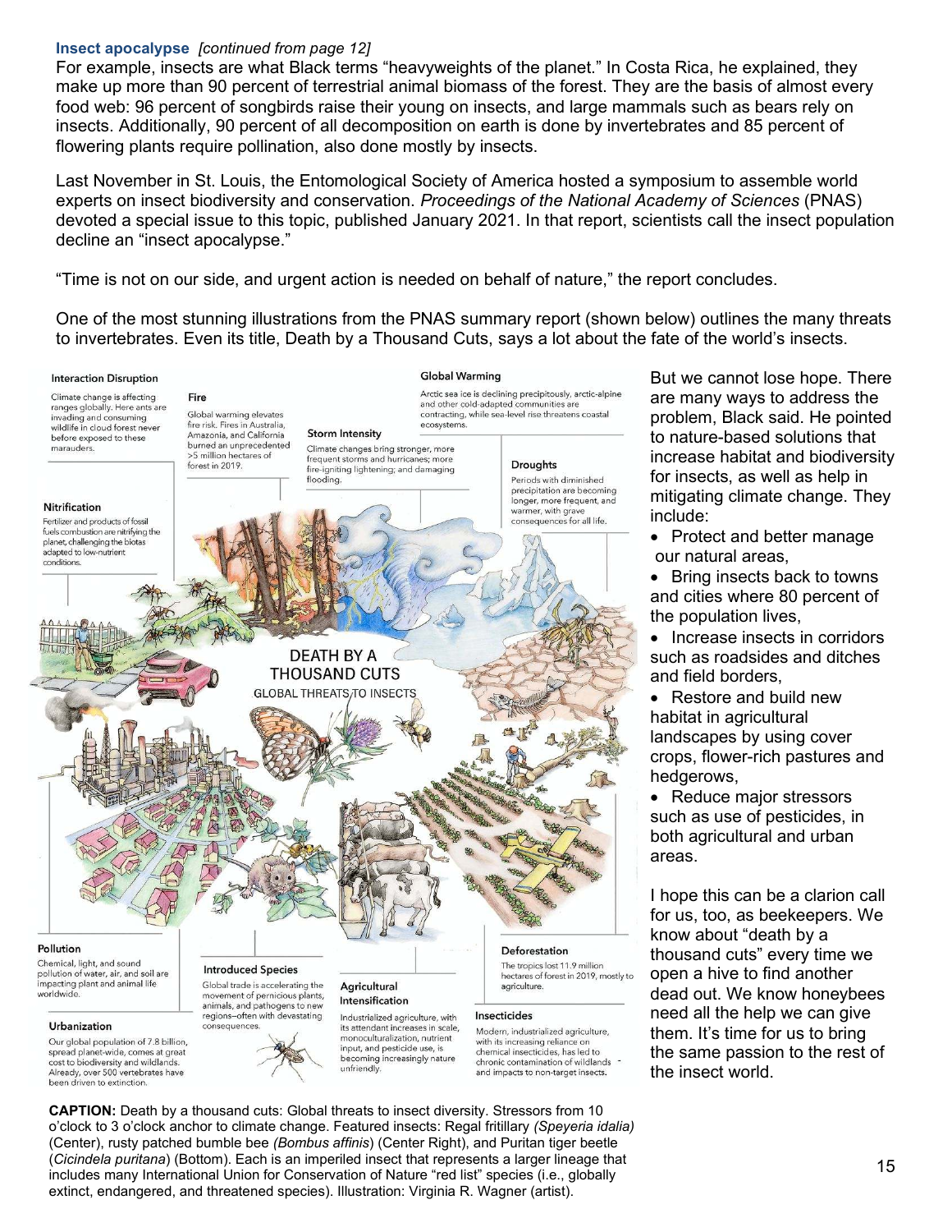**Insect apocalypse** *[continued from page 12]*

For example, insects are what Black terms "heavyweights of the planet." In Costa Rica, he explained, they make up more than 90 percent of terrestrial animal biomass of the forest. They are the basis of almost every food web: 96 percent of songbirds raise their young on insects, and large mammals such as bears rely on insects. Additionally, 90 percent of all decomposition on earth is done by invertebrates and 85 percent of flowering plants require pollination, also done mostly by insects.

Last November in St. Louis, the Entomological Society of America hosted a symposium to assemble world experts on insect biodiversity and conservation. *Proceedings of the National Academy of Sciences* (PNAS) devoted a special issue to this topic, published January 2021. In that report, scientists call the insect population decline an "insect apocalypse."

"Time is not on our side, and urgent action is needed on behalf of nature," the report concludes.

One of the most stunning illustrations from the PNAS summary report (shown below) outlines the many threats to invertebrates. Even its title, Death by a Thousand Cuts, says a lot about the fate of the world's insects.

**Interaction Disruption**
Climate change is affecting ranges globally. Here ants are invading and consuming wildlife in cloud forest never before exposed to these marauders.

**Fire**
Global warming elevates fire risk. Fires in Australia, Amazonia, and California burned an unprecedented >5 million hectares of forest in 2019.

**Storm Intensity**
Climate changes bring stronger, more frequent storms and hurricanes; more fire-igniting lightening; and damaging flooding.

**Global Warming**
Arctic sea ice is declining precipitously, arctic-alpine and other cold-adapted communities are contracting, while sea-level rise threatens coastal ecosystems.

**Droughts**
Periods with diminished precipitation are becoming longer, more frequent, and warmer, with grave consequences for all life.

**Nitrification**
Fertilizer and products of fossil fuels combustion are nitrifying the planet, challenging the biotas adapted to low-nutrient conditions.

DEATH BY A THOUSAND CUTS
GLOBAL THREATS TO INSECTS

**Pollution**
Chemical, light, and sound pollution of water, air, and soil are impacting plant and animal life worldwide.

**Urbanization**
Our global population of 7.8 billion, spread planet-wide, comes at great cost to biodiversity and wildlands. Already, over 500 vertebrates have been driven to extinction.

**Introduced Species**
Global trade is accelerating the movement of pernicious plants, animals, and pathogens to new regions–often with devastating consequences.

**Agricultural Intensification**
Industrialized agriculture, with its attendant increases in scale, monoculturalization, nutrient input, and pesticide use, is becoming increasingly nature unfriendly.

**Deforestation**
The tropics lost 11.9 million hectares of forest in 2019, mostly to agriculture.

**Insecticides**
Modern, industrialized agriculture, with its increasing reliance on chemical insecticides, has led to chronic contamination of wildlands and impacts to non-target insects.

**CAPTION:** Death by a thousand cuts: Global threats to insect diversity. Stressors from 10 o'clock to 3 o'clock anchor to climate change. Featured insects: Regal fritillary *(Speyeria idalia)* (Center), rusty patched bumble bee *(Bombus affinis)* (Center Right), and Puritan tiger beetle (*Cicindela puritana*) (Bottom). Each is an imperiled insect that represents a larger lineage that includes many International Union for Conservation of Nature "red list" species (i.e., globally extinct, endangered, and threatened species). Illustration: Virginia R. Wagner (artist).

But we cannot lose hope. There are many ways to address the problem, Black said. He pointed to nature-based solutions that increase habitat and biodiversity for insects, as well as help in mitigating climate change. They include:

- Protect and better manage our natural areas,
- Bring insects back to towns and cities where 80 percent of the population lives,
- Increase insects in corridors such as roadsides and ditches and field borders,
- Restore and build new habitat in agricultural landscapes by using cover crops, flower-rich pastures and hedgerows,
- Reduce major stressors such as use of pesticides, in both agricultural and urban areas.

I hope this can be a clarion call for us, too, as beekeepers. We know about "death by a thousand cuts" every time we open a hive to find another dead out. We know honeybees need all the help we can give them. It's time for us to bring the same passion to the rest of the insect world.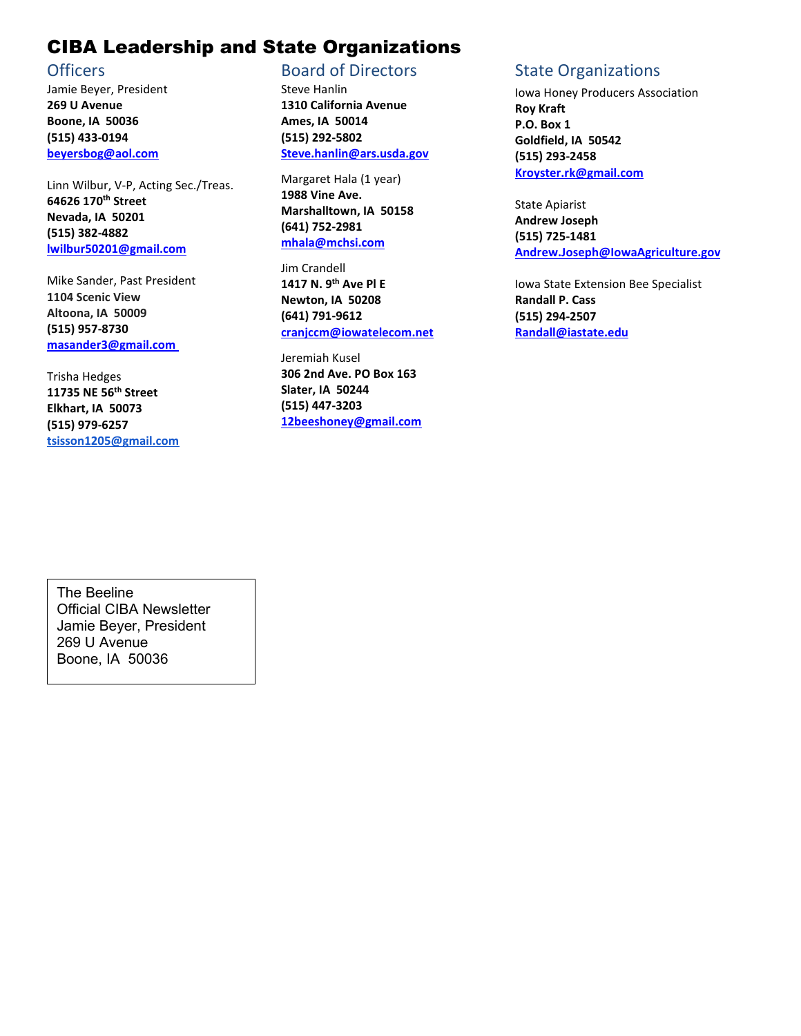# CIBA Leadership and State Organizations

## Officers

Jamie Beyer, President
**269 U Avenue**
**Boone, IA 50036**
**(515) 433-0194**
**beyersbog@aol.com**

Linn Wilbur, V-P, Acting Sec./Treas.
**64626 170th Street**
**Nevada, IA 50201**
**(515) 382-4882**
**lwilbur50201@gmail.com**

Mike Sander, Past President
**1104 Scenic View**
**Altoona, IA 50009**
**(515) 957-8730**
**masander3@gmail.com**

Trisha Hedges
**11735 NE 56th Street**
**Elkhart, IA 50073**
**(515) 979-6257**
**tsisson1205@gmail.com**

## Board of Directors

Steve Hanlin
**1310 California Avenue**
**Ames, IA 50014**
**(515) 292-5802**
**Steve.hanlin@ars.usda.gov**

Margaret Hala (1 year)
**1988 Vine Ave.**
**Marshalltown, IA 50158**
**(641) 752-2981**
**mhala@mchsi.com**

Jim Crandell
**1417 N. 9th Ave Pl E**
**Newton, IA 50208**
**(641) 791-9612**
**cranjccm@iowatelecom.net**

Jeremiah Kusel
**306 2nd Ave. PO Box 163**
**Slater, IA 50244**
**(515) 447-3203**
**12beeshoney@gmail.com**

## State Organizations

Iowa Honey Producers Association
**Roy Kraft**
**P.O. Box 1**
**Goldfield, IA 50542**
**(515) 293-2458**
**Kroyster.rk@gmail.com**

State Apiarist
**Andrew Joseph**
**(515) 725-1481**
**Andrew.Joseph@IowaAgriculture.gov**

Iowa State Extension Bee Specialist
**Randall P. Cass**
**(515) 294-2507**
**Randall@iastate.edu**

The Beeline
Official CIBA Newsletter
Jamie Beyer, President
269 U Avenue
Boone, IA 50036